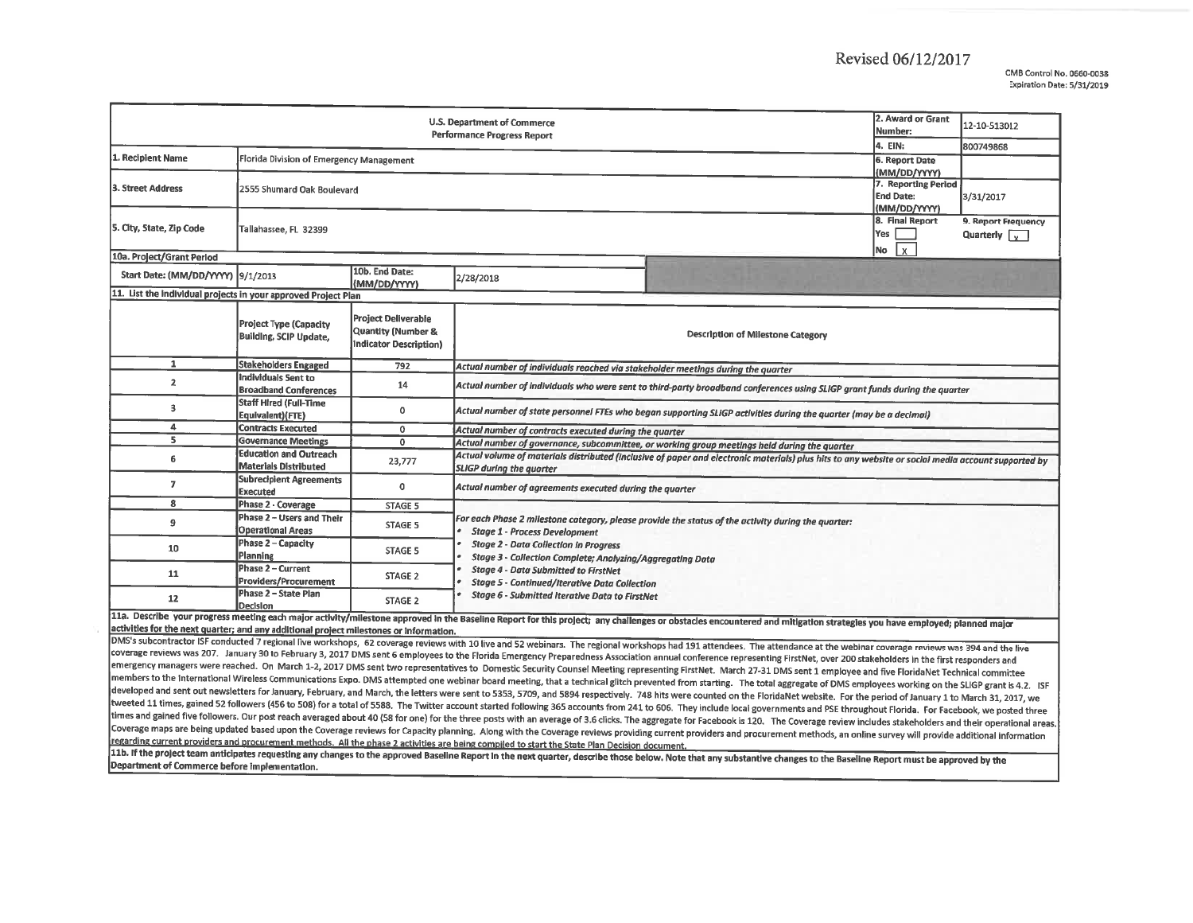Revised 06/12/2017

OMB Control No. 0660-0038
Expiration Date: 5/31/2019

| U.S. Department of Commerce Performance Progress Report | | | | 2. Award or Grant Number: | 12-10-513012 |
|---|---|---|---|---|---|
| | | | | 4. EIN: | 800749868 |
| 1. Recipient Name | Florida Division of Emergency Management | | | 6. Report Date (MM/DD/YYYY) | |
| 3. Street Address | 2555 Shumard Oak Boulevard | | | 7. Reporting Period End Date: (MM/DD/YYYY) | 3/31/2017 |
| 5. City, State, Zip Code | Tallahassee, FL 32399 | | | 8. Final Report Yes [ ] No [x] | 9. Report Frequency Quarterly [x] |
| 10a. Project/Grant Period | | | | | |
| Start Date: (MM/DD/YYYY) | 9/1/2013 | 10b. End Date: (MM/DD/YYYY) | 2/28/2018 | | |

**11. List the individual projects in your approved Project Plan**

| | Project Type (Capacity Building, SCIP Update, | Project Deliverable Quantity (Number & Indicator Description) | Description of Milestone Category |
|---|---|---|---|
| 1 | Stakeholders Engaged | 792 | *Actual number of individuals reached via stakeholder meetings during the quarter* |
| 2 | Individuals Sent to Broadband Conferences | 14 | *Actual number of individuals who were sent to third-party broadband conferences using SLIGP grant funds during the quarter* |
| 3 | Staff Hired (Full-Time Equivalent)(FTE) | 0 | *Actual number of state personnel FTEs who began supporting SLIGP activities during the quarter (may be a decimal)* |
| 4 | Contracts Executed | 0 | *Actual number of contracts executed during the quarter* |
| 5 | Governance Meetings | 0 | *Actual number of governance, subcommittee, or working group meetings held during the quarter* |
| 6 | Education and Outreach Materials Distributed | 23,777 | *Actual volume of materials distributed (inclusive of paper and electronic materials) plus hits to any website or social media account supported by SLIGP during the quarter* |
| 7 | Subrecipient Agreements Executed | 0 | *Actual number of agreements executed during the quarter* |
| 8 | Phase 2 - Coverage | STAGE 5 | *For each Phase 2 milestone category, please provide the status of the activity during the quarter:* <br>• *Stage 1 - Process Development* <br>• *Stage 2 - Data Collection in Progress* <br>• *Stage 3 - Collection Complete; Analyzing/Aggregating Data* <br>• *Stage 4 - Data Submitted to FirstNet* <br>• *Stage 5 - Continued/Iterative Data Collection* <br>• *Stage 6 - Submitted Iterative Data to FirstNet* |
| 9 | Phase 2 – Users and Their Operational Areas | STAGE 5 | |
| 10 | Phase 2 – Capacity Planning | STAGE 5 | |
| 11 | Phase 2 – Current Providers/Procurement | STAGE 2 | |
| 12 | Phase 2 – State Plan Decision | STAGE 2 | |

**11a. Describe your progress meeting each major activity/milestone approved in the Baseline Report for this project; any challenges or obstacles encountered and mitigation strategies you have employed; planned major activities for the next quarter; and any additional project milestones or information.**

DMS's subcontractor ISF conducted 7 regional live workshops, 62 coverage reviews with 10 live and 52 webinars. The regional workshops had 191 attendees. The attendance at the webinar coverage reviews was 394 and the live coverage reviews was 207. January 30 to February 3, 2017 DMS sent 6 employees to the Florida Emergency Preparedness Association annual conference representing FirstNet, over 200 stakeholders in the first responders and emergency managers were reached. On March 1-2, 2017 DMS sent two representatives to Domestic Security Counsel Meeting representing FirstNet. March 27-31 DMS sent 1 employee and five FloridaNet Technical committee members to the International Wireless Communications Expo. DMS attempted one webinar board meeting, that a technical glitch prevented from starting. The total aggregate of DMS employees working on the SLIGP grant is 4.2. ISF developed and sent out newsletters for January, February, and March, the letters were sent to 5353, 5709, and 5894 respectively. 748 hits were counted on the FloridaNet website. For the period of January 1 to March 31, 2017, we tweeted 11 times, gained 52 followers (456 to 508) for a total of 5588. The Twitter account started following 365 accounts from 241 to 606. They include local governments and PSE throughout Florida. For Facebook, we posted three times and gained five followers. Our post reach averaged about 40 (58 for one) for the three posts with an average of 3.6 clicks. The aggregate for Facebook is 120. The Coverage review includes stakeholders and their operational areas. Coverage maps are being updated based upon the Coverage reviews for Capacity planning. Along with the Coverage reviews providing current providers and procurement methods, an online survey will provide additional information regarding current providers and procurement methods. All the phase 2 activities are being compiled to start the State Plan Decision document.

**11b. If the project team anticipates requesting any changes to the approved Baseline Report in the next quarter, describe those below. Note that any substantive changes to the Baseline Report must be approved by the Department of Commerce before implementation.**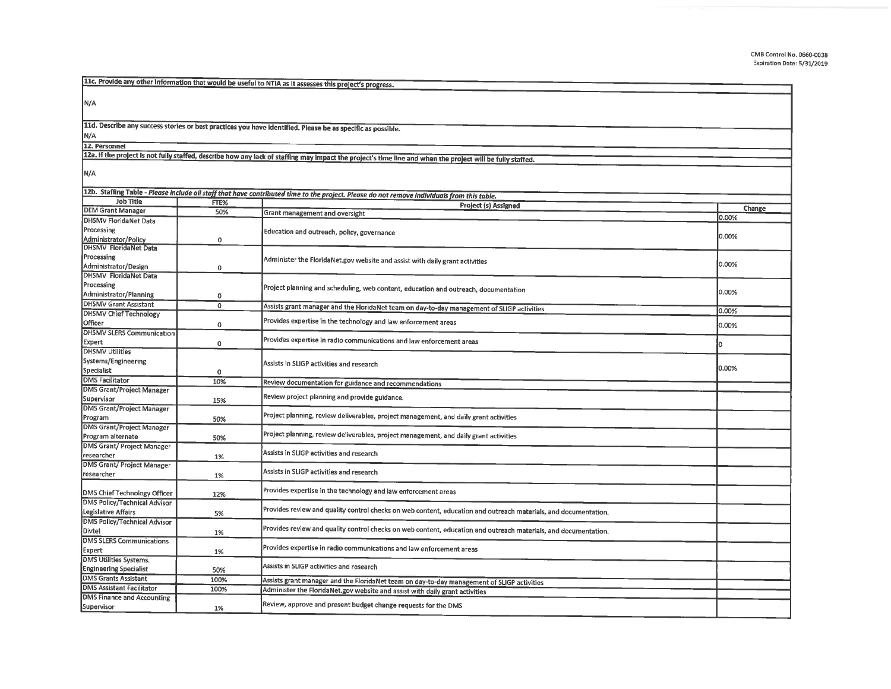**11c. Provide any other information that would be useful to NTIA as it assesses this project's progress.**

N/A

**11d. Describe any success stories or best practices you have identified. Please be as specific as possible.**

N/A

**12. Personnel**

**12a. If the project is not fully staffed, describe how any lack of staffing may impact the project's time line and when the project will be fully staffed.**

N/A

**12b. Staffing Table** - *Please include all staff that have contributed time to the project. Please do not remove individuals from this table.*

| Job Title | FTE% | Project (s) Assigned | Change |
|---|---|---|---|
| DEM Grant Manager | 50% | Grant management and oversight | 0.00% |
| DHSMV FloridaNet Data Processing Administrator/Policy | 0 | Education and outreach, policy, governance | 0.00% |
| DHSMV FloridaNet Data Processing Administrator/Design | 0 | Administer the FloridaNet.gov website and assist with daily grant activities | 0.00% |
| DHSMV FloridaNet Data Processing Administrator/Planning | 0 | Project planning and scheduling, web content, education and outreach, documentation | 0.00% |
| DHSMV Grant Assistant | 0 | Assists grant manager and the FloridaNet team on day-to-day management of SLIGP activities | 0.00% |
| DHSMV Chief Technology Officer | 0 | Provides expertise in the technology and law enforcement areas | 0.00% |
| DHSMV SLERS Communication Expert | 0 | Provides expertise in radio communications and law enforcement areas | 0 |
| DHSMV Utilities Systems/Engineering Specialist | 0 | Assists in SLIGP activities and research | 0.00% |
| DMS Facilitator | 10% | Review documentation for guidance and recommendations | |
| DMS Grant/Project Manager Supervisor | 15% | Review project planning and provide guidance. | |
| DMS Grant/Project Manager Program | 50% | Project planning, review deliverables, project management, and daily grant activities | |
| DMS Grant/Project Manager Program alternate | 50% | Project planning, review deliverables, project management, and daily grant activities | |
| DMS Grant/ Project Manager researcher | 1% | Assists in SLIGP activities and research | |
| DMS Grant/ Project Manager researcher | 1% | Assists in SLIGP activities and research | |
| DMS Chief Technology Officer | 12% | Provides expertise in the technology and law enforcement areas | |
| DMS Policy/Technical Advisor Legislative Affairs | 5% | Provides review and quality control checks on web content, education and outreach materials, and documentation. | |
| DMS Policy/Technical Advisor Divtel | 1% | Provides review and quality control checks on web content, education and outreach materials, and documentation. | |
| DMS SLERS Communications Expert | 1% | Provides expertise in radio communications and law enforcement areas | |
| DMS Utilities Systems. Engineering Specialist | 50% | Assists in SLIGP activities and research | |
| DMS Grants Assistant | 100% | Assists grant manager and the FloridaNet team on day-to-day management of SLIGP activities | |
| DMS Assistant Facilitator | 100% | Administer the FloridaNet.gov website and assist with daily grant activities | |
| DMS Finance and Accounting Supervisor | 1% | Review, approve and present budget change requests for the DMS | |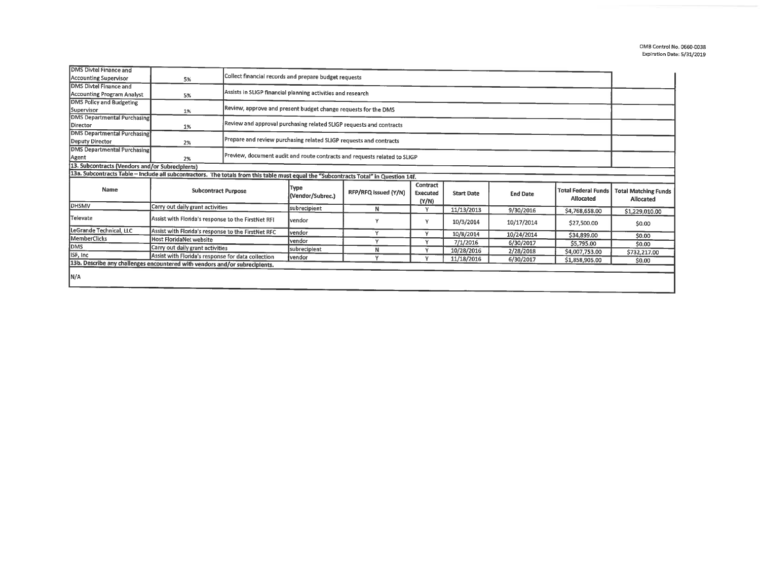OMB Control No. 0660-0038
Expiration Date: 5/31/2019

| | | | |
|---|---|---|---|
| DMS Divtel Finance and Accounting Supervisor | 5% | Collect financial records and prepare budget requests | |
| DMS Divtel Finance and Accounting Program Analyst | 5% | Assists in SLIGP financial planning activities and research | |
| DMS Policy and Budgeting Supervisor | 1% | Review, approve and present budget change requests for the DMS | |
| DMS Departmental Purchasing Director | 1% | Review and approval purchasing related SLIGP requests and contracts | |
| DMS Departmental Purchasing Deputy Director | 2% | Prepare and review purchasing related SLIGP requests and contracts | |
| DMS Departmental Purchasing Agent | 2% | Preview, document audit and route contracts and requests related to SLIGP | |

**13. Subcontracts (Vendors and/or Subrecipients)**

**13a. Subcontracts Table – Include all subcontractors. The totals from this table must equal the "Subcontracts Total" in Question 14f.**

| Name | Subcontract Purpose | Type (Vendor/Subrec.) | RFP/RFQ Issued (Y/N) | Contract Executed (Y/N) | Start Date | End Date | Total Federal Funds Allocated | Total Matching Funds Allocated |
|---|---|---|---|---|---|---|---|---|
| DHSMV | Carry out daily grant activities | subrecipient | N | Y | 11/13/2013 | 9/30/2016 | $4,768,658.00 | $1,229,010.00 |
| Televate | Assist with Florida's response to the FirstNet RFI | vendor | Y | Y | 10/3/2014 | 10/17/2014 | $27,500.00 | $0.00 |
| LeGrande Technical, LLC | Assist with Florida's response to the FirstNet RFC | vendor | Y | Y | 10/8/2014 | 10/24/2014 | $34,899.00 | $0.00 |
| MemberClicks | Host FloridaNet website | vendor | Y | Y | 7/1/2016 | 6/30/2017 | $5,795.00 | $0.00 |
| DMS | Carry out daily grant activities | subrecipient | N | Y | 10/28/2016 | 2/28/2018 | $4,007,753.00 | $732,217.00 |
| ISF, Inc | Assist with Florida's response for data collection | vendor | Y | Y | 11/18/2016 | 6/30/2017 | $1,858,905.00 | $0.00 |

**13b. Describe any challenges encountered with vendors and/or subrecipients.**

N/A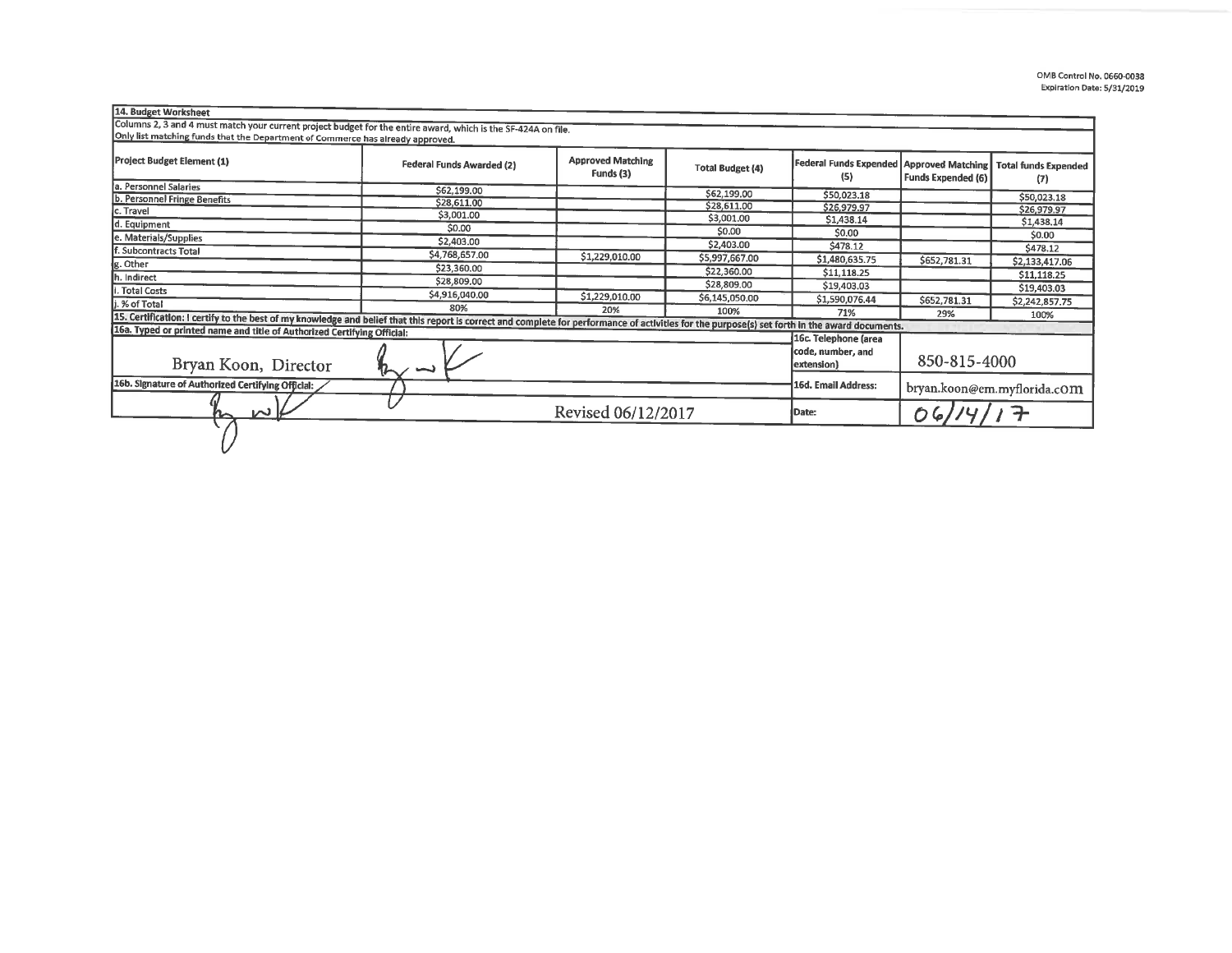OMB Control No. 0660-0038
Expiration Date: 5/31/2019

**14. Budget Worksheet**

Columns 2, 3 and 4 must match your current project budget for the entire award, which is the SF-424A on file.
Only list matching funds that the Department of Commerce has already approved.

| Project Budget Element (1) | Federal Funds Awarded (2) | Approved Matching Funds (3) | Total Budget (4) | Federal Funds Expended (5) | Approved Matching Funds Expended (6) | Total funds Expended (7) |
|---|---|---|---|---|---|---|
| a. Personnel Salaries | $62,199.00 | | $62,199.00 | $50,023.18 | | $50,023.18 |
| b. Personnel Fringe Benefits | $28,611.00 | | $28,611.00 | $26,979.97 | | $26,979.97 |
| c. Travel | $3,001.00 | | $3,001.00 | $1,438.14 | | $1,438.14 |
| d. Equipment | $0.00 | | $0.00 | $0.00 | | $0.00 |
| e. Materials/Supplies | $2,403.00 | | $2,403.00 | $478.12 | | $478.12 |
| f. Subcontracts Total | $4,768,657.00 | $1,229,010.00 | $5,997,667.00 | $1,480,635.75 | $652,781.31 | $2,133,417.06 |
| g. Other | $23,360.00 | | $22,360.00 | $11,118.25 | | $11,118.25 |
| h. Indirect | $28,809.00 | | $28,809.00 | $19,403.03 | | $19,403.03 |
| i. Total Costs | $4,916,040.00 | $1,229,010.00 | $6,145,050.00 | $1,590,076.44 | $652,781.31 | $2,242,857.75 |
| j. % of Total | 80% | 20% | 100% | 71% | 29% | 100% |

**15. Certification:** I certify to the best of my knowledge and belief that this report is correct and complete for performance of activities for the purpose(s) set forth in the award documents.

| | | | |
|---|---|---|---|
| **16a. Typed or printed name and title of Authorized Certifying Official:** Bryan Koon, Director | | **16c. Telephone (area code, number, and extension)** | 850-815-4000 |
| **16b. Signature of Authorized Certifying Official:** [signature] | Revised 06/12/2017 | **16d. Email Address:** | bryan.koon@em.myflorida.com |
| | | **Date:** | 06/14/17 |